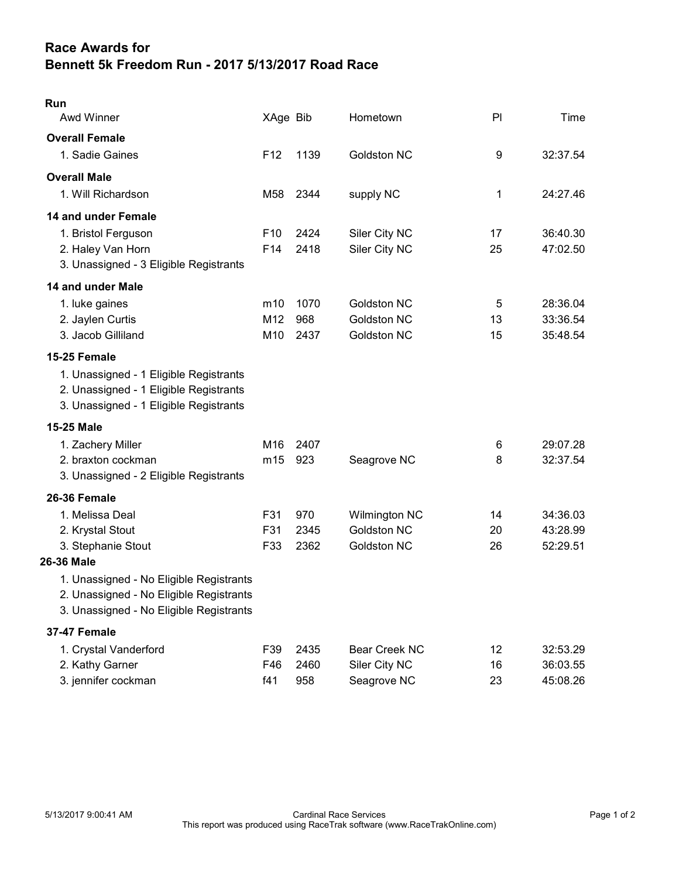# Race Awards for
# Bennett 5k Freedom Run - 2017 5/13/2017 Road Race

**Run**

| Awd Winner | XAge | Bib | Hometown | Pl | Time |
|---|---|---|---|---|---|
| **Overall Female** | | | | | |
| 1. Sadie Gaines | F12 | 1139 | Goldston NC | 9 | 32:37.54 |
| **Overall Male** | | | | | |
| 1. Will Richardson | M58 | 2344 | supply NC | 1 | 24:27.46 |
| **14 and under Female** | | | | | |
| 1. Bristol Ferguson | F10 | 2424 | Siler City NC | 17 | 36:40.30 |
| 2. Haley Van Horn | F14 | 2418 | Siler City NC | 25 | 47:02.50 |
| 3. Unassigned - 3 Eligible Registrants | | | | | |
| **14 and under Male** | | | | | |
| 1. luke gaines | m10 | 1070 | Goldston NC | 5 | 28:36.04 |
| 2. Jaylen Curtis | M12 | 968 | Goldston NC | 13 | 33:36.54 |
| 3. Jacob Gilliland | M10 | 2437 | Goldston NC | 15 | 35:48.54 |
| **15-25 Female** | | | | | |
| 1. Unassigned - 1 Eligible Registrants | | | | | |
| 2. Unassigned - 1 Eligible Registrants | | | | | |
| 3. Unassigned - 1 Eligible Registrants | | | | | |
| **15-25 Male** | | | | | |
| 1. Zachery Miller | M16 | 2407 | | 6 | 29:07.28 |
| 2. braxton cockman | m15 | 923 | Seagrove NC | 8 | 32:37.54 |
| 3. Unassigned - 2 Eligible Registrants | | | | | |
| **26-36 Female** | | | | | |
| 1. Melissa Deal | F31 | 970 | Wilmington NC | 14 | 34:36.03 |
| 2. Krystal Stout | F31 | 2345 | Goldston NC | 20 | 43:28.99 |
| 3. Stephanie Stout | F33 | 2362 | Goldston NC | 26 | 52:29.51 |
| **26-36 Male** | | | | | |
| 1. Unassigned - No Eligible Registrants | | | | | |
| 2. Unassigned - No Eligible Registrants | | | | | |
| 3. Unassigned - No Eligible Registrants | | | | | |
| **37-47 Female** | | | | | |
| 1. Crystal Vanderford | F39 | 2435 | Bear Creek NC | 12 | 32:53.29 |
| 2. Kathy Garner | F46 | 2460 | Siler City NC | 16 | 36:03.55 |
| 3. jennifer cockman | f41 | 958 | Seagrove NC | 23 | 45:08.26 |

5/13/2017 9:00:41 AM

Cardinal Race Services
This report was produced using RaceTrak software (www.RaceTrakOnline.com)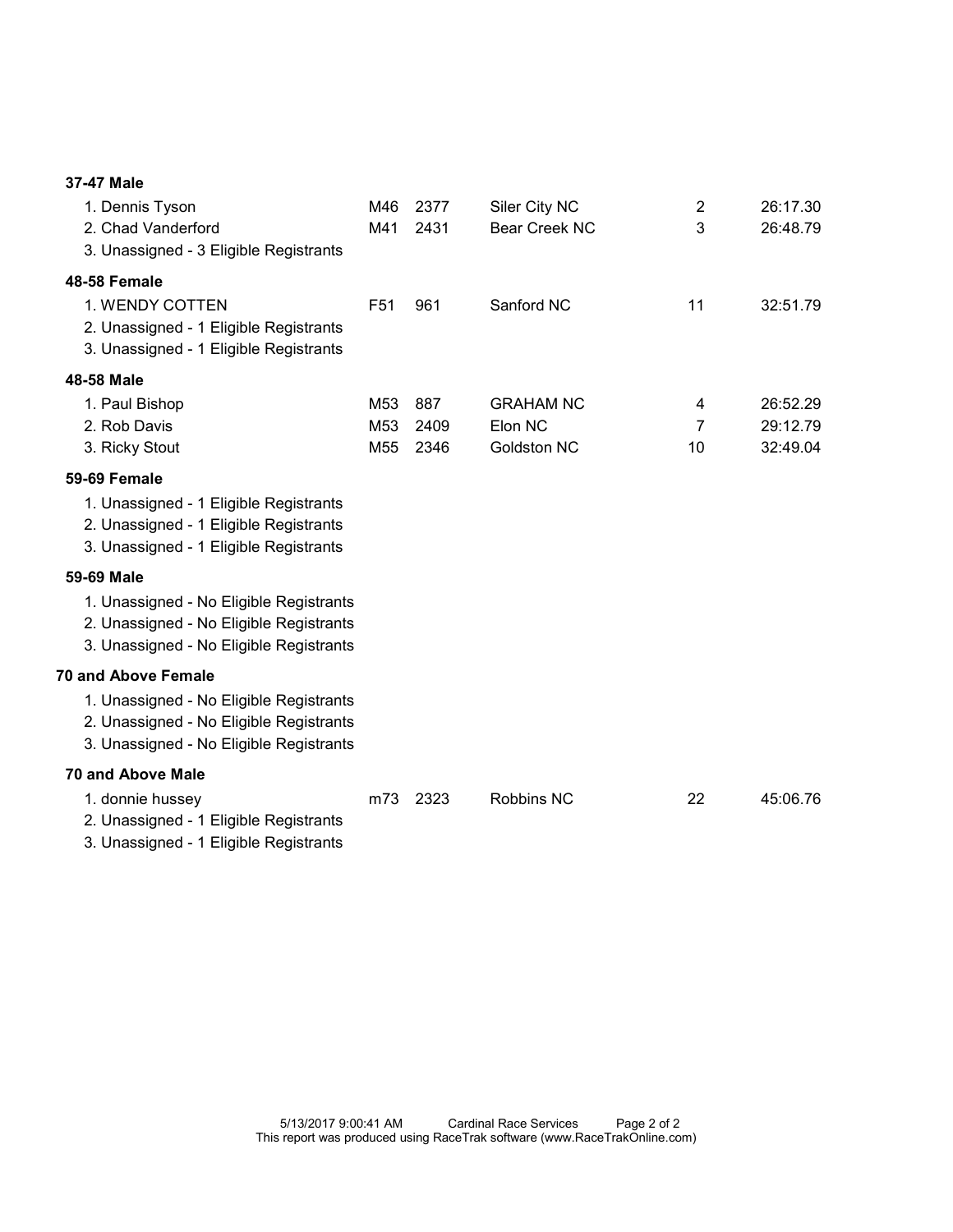**37-47 Male**

| | | | | | |
|---|---|---|---|---|---|
| 1. Dennis Tyson | M46 | 2377 | Siler City NC | 2 | 26:17.30 |
| 2. Chad Vanderford | M41 | 2431 | Bear Creek NC | 3 | 26:48.79 |
| 3. Unassigned - 3 Eligible Registrants | | | | | |

**48-58 Female**

| | | | | | |
|---|---|---|---|---|---|
| 1. WENDY COTTEN | F51 | 961 | Sanford NC | 11 | 32:51.79 |
| 2. Unassigned - 1 Eligible Registrants | | | | | |
| 3. Unassigned - 1 Eligible Registrants | | | | | |

**48-58 Male**

| | | | | | |
|---|---|---|---|---|---|
| 1. Paul Bishop | M53 | 887 | GRAHAM NC | 4 | 26:52.29 |
| 2. Rob Davis | M53 | 2409 | Elon NC | 7 | 29:12.79 |
| 3. Ricky Stout | M55 | 2346 | Goldston NC | 10 | 32:49.04 |

**59-69 Female**

1. Unassigned - 1 Eligible Registrants
2. Unassigned - 1 Eligible Registrants
3. Unassigned - 1 Eligible Registrants

**59-69 Male**

1. Unassigned - No Eligible Registrants
2. Unassigned - No Eligible Registrants
3. Unassigned - No Eligible Registrants

**70 and Above Female**

1. Unassigned - No Eligible Registrants
2. Unassigned - No Eligible Registrants
3. Unassigned - No Eligible Registrants

**70 and Above Male**

| | | | | | |
|---|---|---|---|---|---|
| 1. donnie hussey | m73 | 2323 | Robbins NC | 22 | 45:06.76 |
| 2. Unassigned - 1 Eligible Registrants | | | | | |
| 3. Unassigned - 1 Eligible Registrants | | | | | |

5/13/2017 9:00:41 AM Cardinal Race Services

This report was produced using RaceTrak software (www.RaceTrakOnline.com)